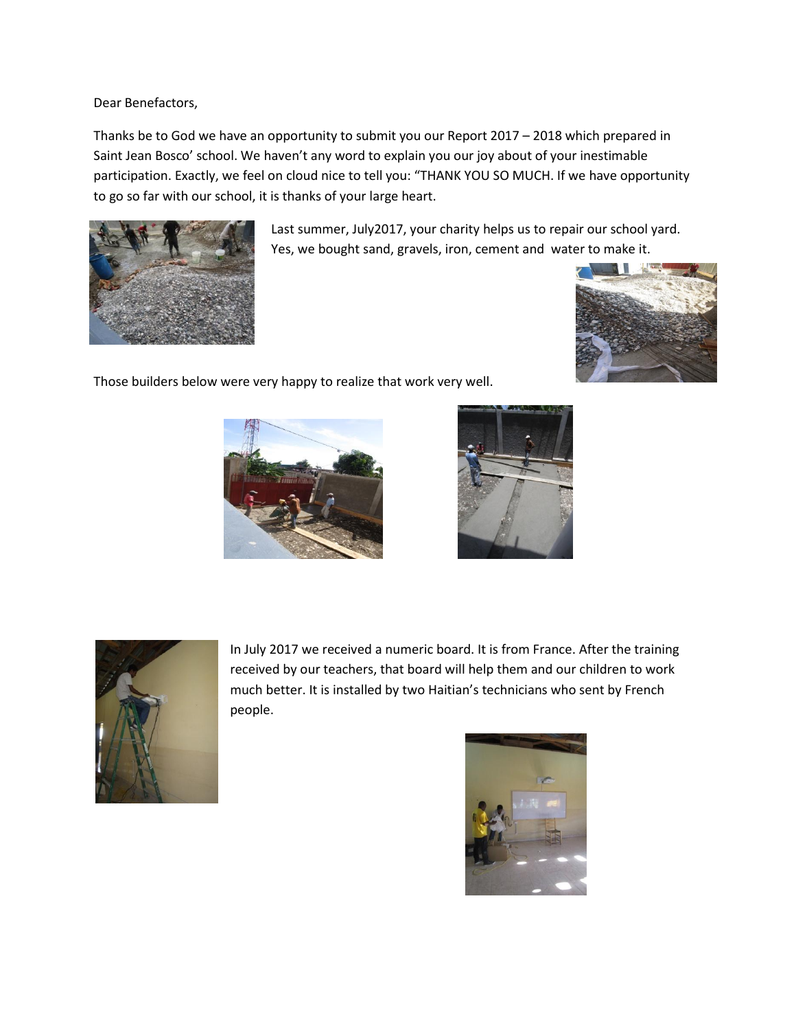Dear Benefactors,

Thanks be to God we have an opportunity to submit you our Report 2017 – 2018 which prepared in Saint Jean Bosco' school. We haven't any word to explain you our joy about of your inestimable participation. Exactly, we feel on cloud nice to tell you: "THANK YOU SO MUCH. If we have opportunity to go so far with our school, it is thanks of your large heart.

Last summer, July2017, your charity helps us to repair our school yard. Yes, we bought sand, gravels, iron, cement and water to make it.

Those builders below were very happy to realize that work very well.

In July 2017 we received a numeric board. It is from France. After the training received by our teachers, that board will help them and our children to work much better. It is installed by two Haitian's technicians who sent by French people.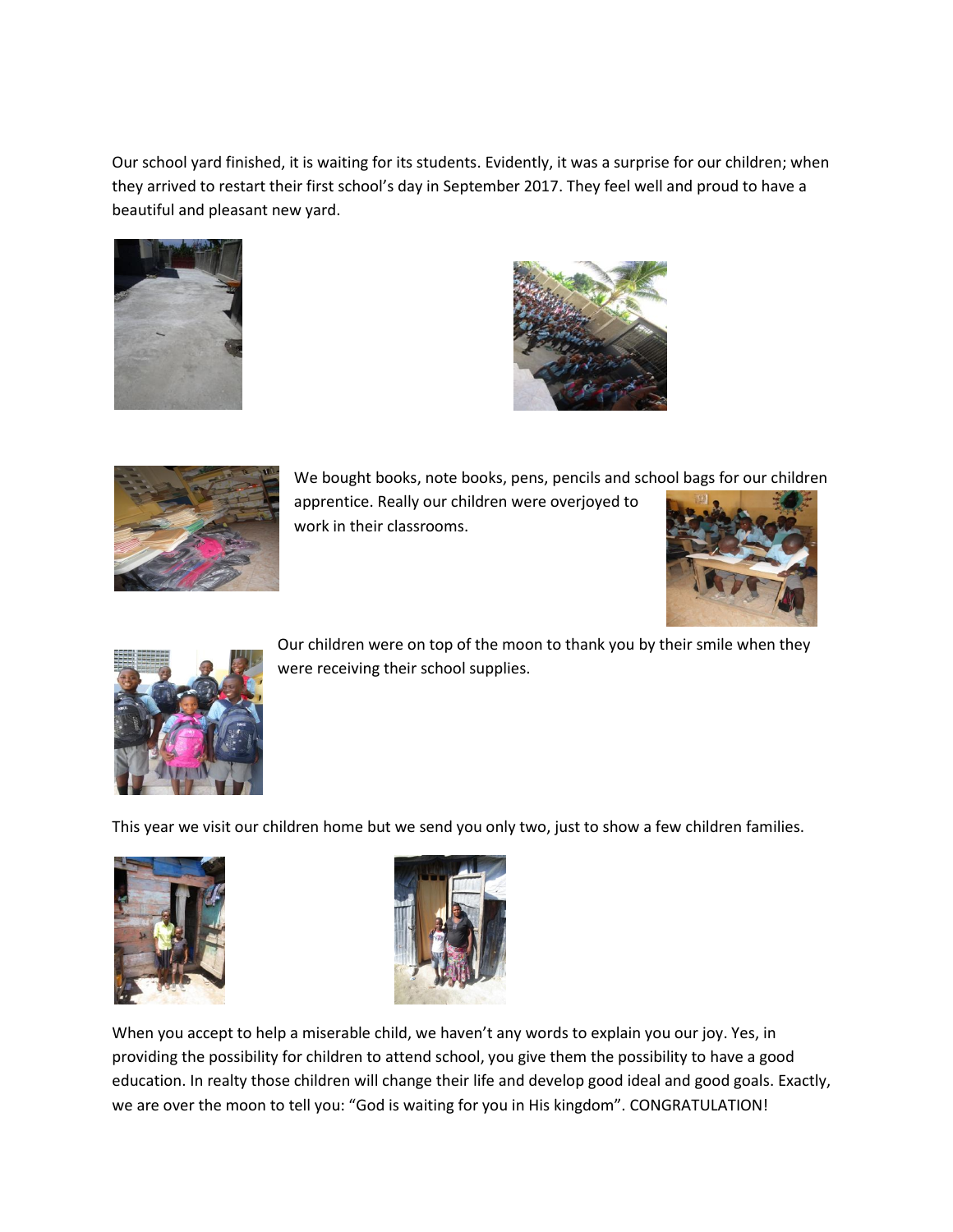Our school yard finished, it is waiting for its students. Evidently, it was a surprise for our children; when they arrived to restart their first school's day in September 2017. They feel well and proud to have a beautiful and pleasant new yard.

We bought books, note books, pens, pencils and school bags for our children apprentice. Really our children were overjoyed to work in their classrooms.

Our children were on top of the moon to thank you by their smile when they were receiving their school supplies.

This year we visit our children home but we send you only two, just to show a few children families.

When you accept to help a miserable child, we haven't any words to explain you our joy. Yes, in providing the possibility for children to attend school, you give them the possibility to have a good education. In realty those children will change their life and develop good ideal and good goals. Exactly, we are over the moon to tell you: "God is waiting for you in His kingdom". CONGRATULATION!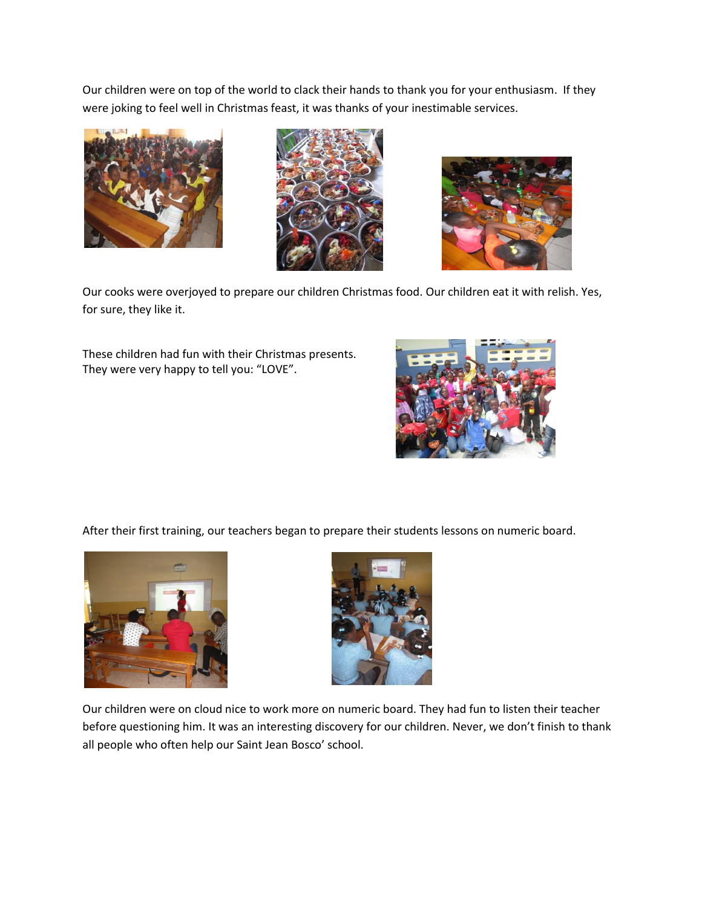Our children were on top of the world to clack their hands to thank you for your enthusiasm. If they were joking to feel well in Christmas feast, it was thanks of your inestimable services.

Our cooks were overjoyed to prepare our children Christmas food. Our children eat it with relish. Yes, for sure, they like it.

These children had fun with their Christmas presents. They were very happy to tell you: "LOVE".

After their first training, our teachers began to prepare their students lessons on numeric board.

Our children were on cloud nice to work more on numeric board. They had fun to listen their teacher before questioning him. It was an interesting discovery for our children. Never, we don't finish to thank all people who often help our Saint Jean Bosco' school.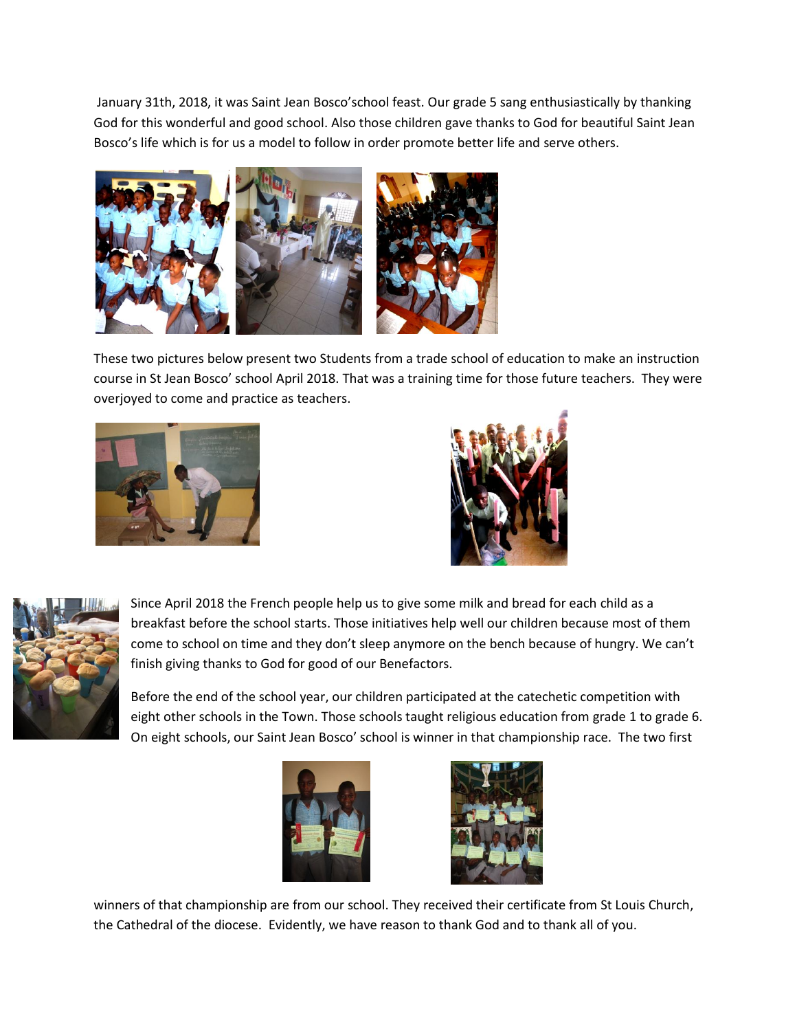January 31th, 2018, it was Saint Jean Bosco'school feast. Our grade 5 sang enthusiastically by thanking God for this wonderful and good school. Also those children gave thanks to God for beautiful Saint Jean Bosco's life which is for us a model to follow in order promote better life and serve others.

These two pictures below present two Students from a trade school of education to make an instruction course in St Jean Bosco' school April 2018. That was a training time for those future teachers. They were overjoyed to come and practice as teachers.

Since April 2018 the French people help us to give some milk and bread for each child as a breakfast before the school starts. Those initiatives help well our children because most of them come to school on time and they don't sleep anymore on the bench because of hungry. We can't finish giving thanks to God for good of our Benefactors.

Before the end of the school year, our children participated at the catechetic competition with eight other schools in the Town. Those schools taught religious education from grade 1 to grade 6. On eight schools, our Saint Jean Bosco' school is winner in that championship race. The two first winners of that championship are from our school. They received their certificate from St Louis Church, the Cathedral of the diocese. Evidently, we have reason to thank God and to thank all of you.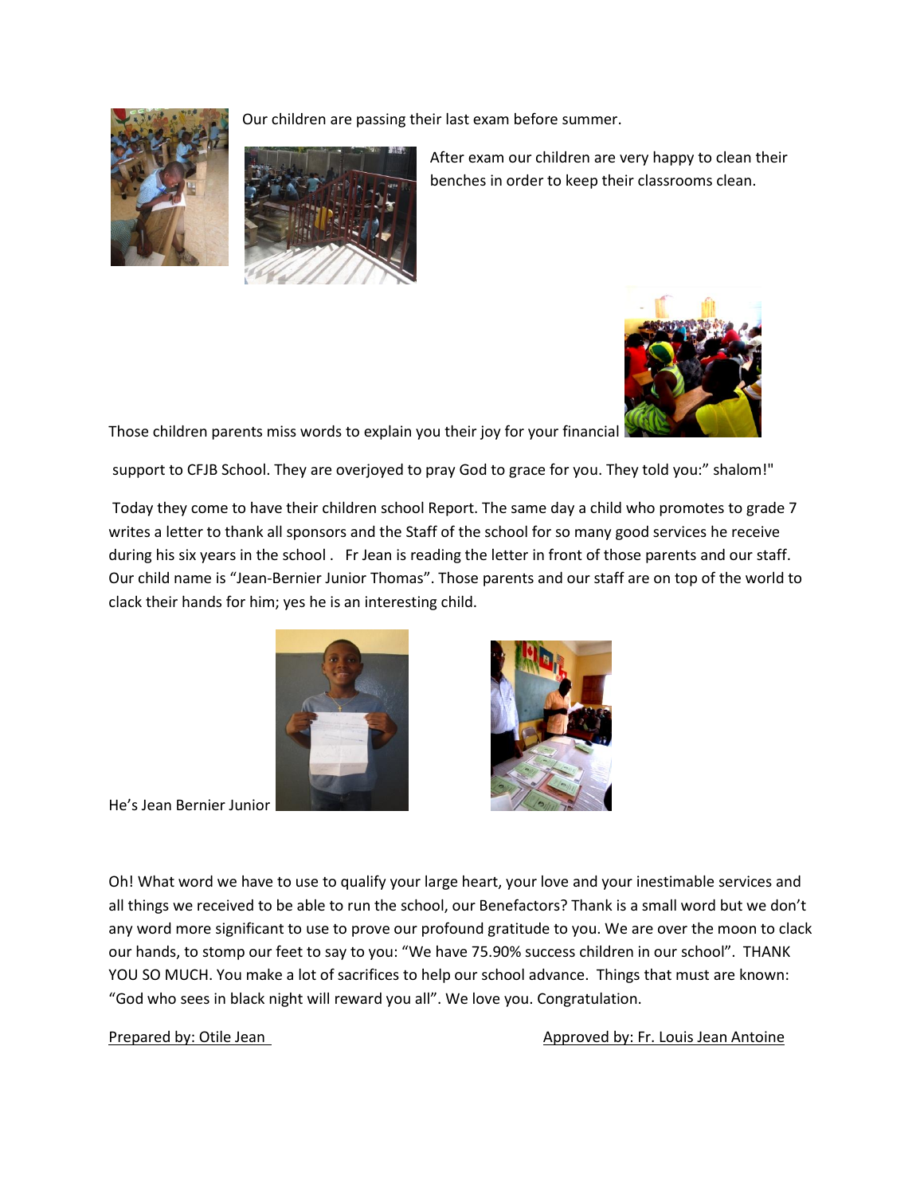Our children are passing their last exam before summer.

After exam our children are very happy to clean their benches in order to keep their classrooms clean.

Those children parents miss words to explain you their joy for your financial support to CFJB School. They are overjoyed to pray God to grace for you. They told you:" shalom!"

Today they come to have their children school Report. The same day a child who promotes to grade 7 writes a letter to thank all sponsors and the Staff of the school for so many good services he receive during his six years in the school . Fr Jean is reading the letter in front of those parents and our staff. Our child name is "Jean-Bernier Junior Thomas". Those parents and our staff are on top of the world to clack their hands for him; yes he is an interesting child.

He's Jean Bernier Junior

Oh! What word we have to use to qualify your large heart, your love and your inestimable services and all things we received to be able to run the school, our Benefactors? Thank is a small word but we don't any word more significant to use to prove our profound gratitude to you. We are over the moon to clack our hands, to stomp our feet to say to you: "We have 75.90% success children in our school". THANK YOU SO MUCH. You make a lot of sacrifices to help our school advance. Things that must are known: "God who sees in black night will reward you all". We love you. Congratulation.

Prepared by: Otile Jean

Approved by: Fr. Louis Jean Antoine